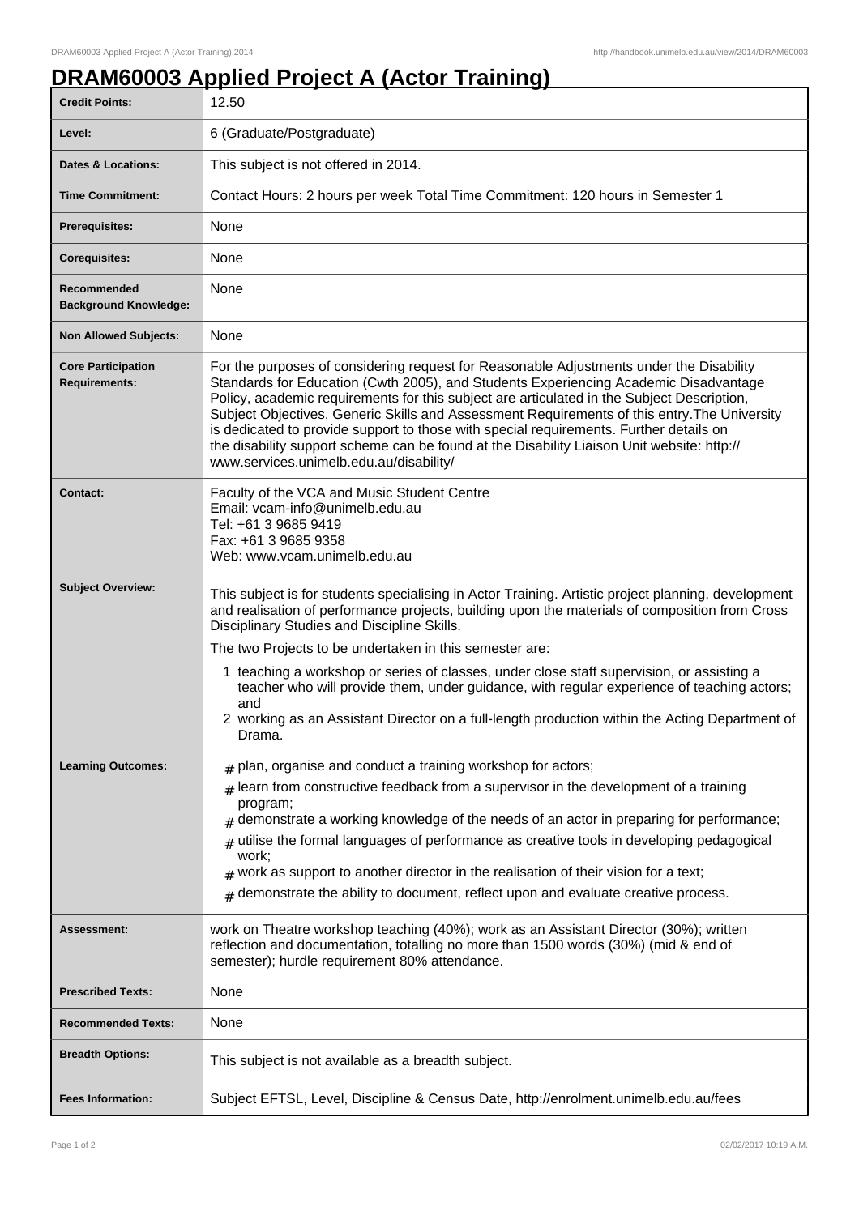# DRAM60003 Applied Project A (Actor Training)

| | |
|---|---|
| **Credit Points:** | 12.50 |
| **Level:** | 6 (Graduate/Postgraduate) |
| **Dates & Locations:** | This subject is not offered in 2014. |
| **Time Commitment:** | Contact Hours: 2 hours per week Total Time Commitment: 120 hours in Semester 1 |
| **Prerequisites:** | None |
| **Corequisites:** | None |
| **Recommended Background Knowledge:** | None |
| **Non Allowed Subjects:** | None |
| **Core Participation Requirements:** | For the purposes of considering request for Reasonable Adjustments under the Disability Standards for Education (Cwth 2005), and Students Experiencing Academic Disadvantage Policy, academic requirements for this subject are articulated in the Subject Description, Subject Objectives, Generic Skills and Assessment Requirements of this entry.The University is dedicated to provide support to those with special requirements. Further details on the disability support scheme can be found at the Disability Liaison Unit website: http://www.services.unimelb.edu.au/disability/ |
| **Contact:** | Faculty of the VCA and Music Student Centre<br>Email: vcam-info@unimelb.edu.au<br>Tel: +61 3 9685 9419<br>Fax: +61 3 9685 9358<br>Web: www.vcam.unimelb.edu.au |
| **Subject Overview:** | This subject is for students specialising in Actor Training. Artistic project planning, development and realisation of performance projects, building upon the materials of composition from Cross Disciplinary Studies and Discipline Skills.<br>The two Projects to be undertaken in this semester are:<br>1 teaching a workshop or series of classes, under close staff supervision, or assisting a teacher who will provide them, under guidance, with regular experience of teaching actors; and<br>2 working as an Assistant Director on a full-length production within the Acting Department of Drama. |
| **Learning Outcomes:** | # plan, organise and conduct a training workshop for actors;<br># learn from constructive feedback from a supervisor in the development of a training program;<br># demonstrate a working knowledge of the needs of an actor in preparing for performance;<br># utilise the formal languages of performance as creative tools in developing pedagogical work;<br># work as support to another director in the realisation of their vision for a text;<br># demonstrate the ability to document, reflect upon and evaluate creative process. |
| **Assessment:** | work on Theatre workshop teaching (40%); work as an Assistant Director (30%); written reflection and documentation, totalling no more than 1500 words (30%) (mid & end of semester); hurdle requirement 80% attendance. |
| **Prescribed Texts:** | None |
| **Recommended Texts:** | None |
| **Breadth Options:** | This subject is not available as a breadth subject. |
| **Fees Information:** | Subject EFTSL, Level, Discipline & Census Date, http://enrolment.unimelb.edu.au/fees |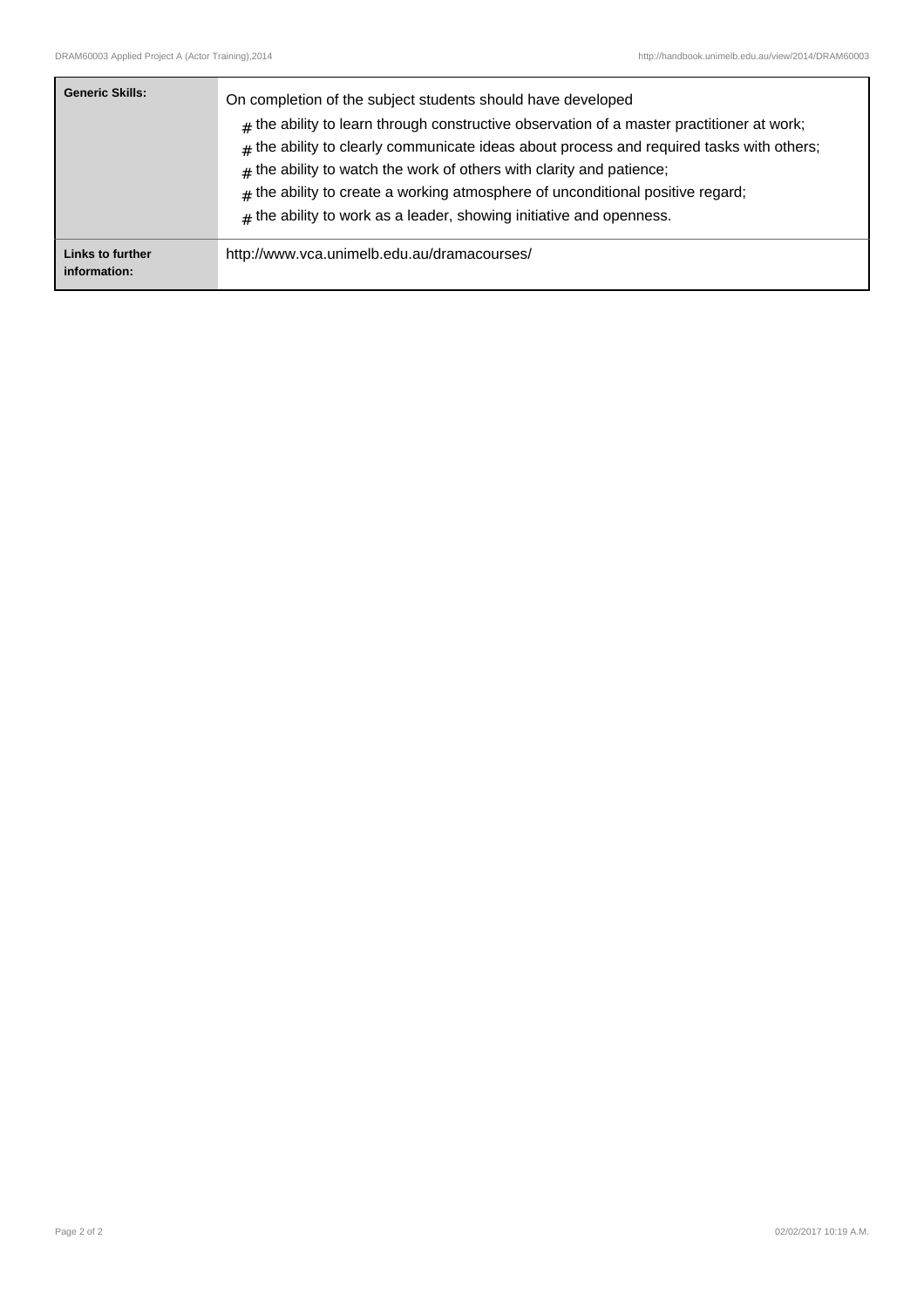| | |
|---|---|
| **Generic Skills:** | On completion of the subject students should have developed<br># the ability to learn through constructive observation of a master practitioner at work;<br># the ability to clearly communicate ideas about process and required tasks with others;<br># the ability to watch the work of others with clarity and patience;<br># the ability to create a working atmosphere of unconditional positive regard;<br># the ability to work as a leader, showing initiative and openness. |
| **Links to further information:** | http://www.vca.unimelb.edu.au/dramacourses/ |